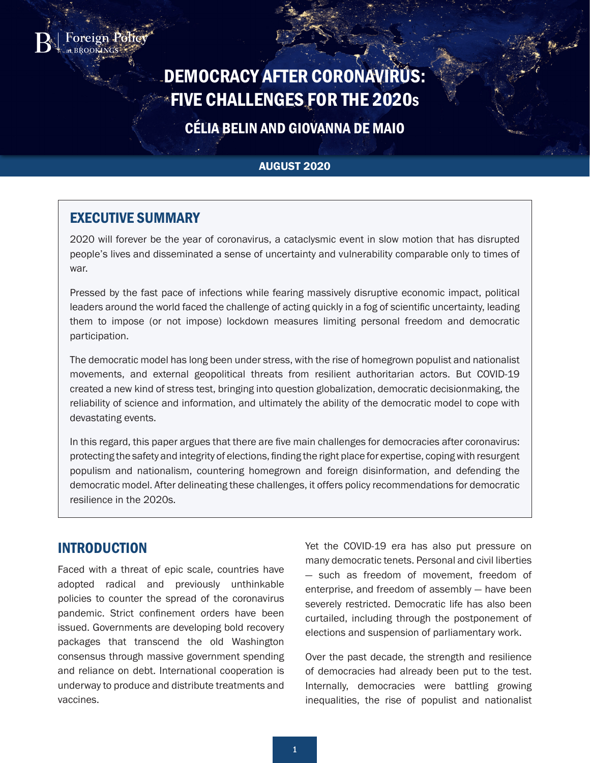Foreign Policy at BROOKINGS

# DEMOCRACY AFTER CORONAVIRUS: FIVE CHALLENGES FOR THE 2020s

## CÉLIA BELIN AND GIOVANNA DE MAIO

**AUGUST 2020**

## EXECUTIVE SUMMARY

2020 will forever be the year of coronavirus, a cataclysmic event in slow motion that has disrupted people's lives and disseminated a sense of uncertainty and vulnerability comparable only to times of war.

Pressed by the fast pace of infections while fearing massively disruptive economic impact, political leaders around the world faced the challenge of acting quickly in a fog of scientific uncertainty, leading them to impose (or not impose) lockdown measures limiting personal freedom and democratic participation.

The democratic model has long been under stress, with the rise of homegrown populist and nationalist movements, and external geopolitical threats from resilient authoritarian actors. But COVID-19 created a new kind of stress test, bringing into question globalization, democratic decisionmaking, the reliability of science and information, and ultimately the ability of the democratic model to cope with devastating events.

In this regard, this paper argues that there are five main challenges for democracies after coronavirus: protecting the safety and integrity of elections, finding the right place for expertise, coping with resurgent populism and nationalism, countering homegrown and foreign disinformation, and defending the democratic model. After delineating these challenges, it offers policy recommendations for democratic resilience in the 2020s.

## INTRODUCTION

Faced with a threat of epic scale, countries have adopted radical and previously unthinkable policies to counter the spread of the coronavirus pandemic. Strict confinement orders have been issued. Governments are developing bold recovery packages that transcend the old Washington consensus through massive government spending and reliance on debt. International cooperation is underway to produce and distribute treatments and vaccines.

Yet the COVID-19 era has also put pressure on many democratic tenets. Personal and civil liberties — such as freedom of movement, freedom of enterprise, and freedom of assembly — have been severely restricted. Democratic life has also been curtailed, including through the postponement of elections and suspension of parliamentary work.

Over the past decade, the strength and resilience of democracies had already been put to the test. Internally, democracies were battling growing inequalities, the rise of populist and nationalist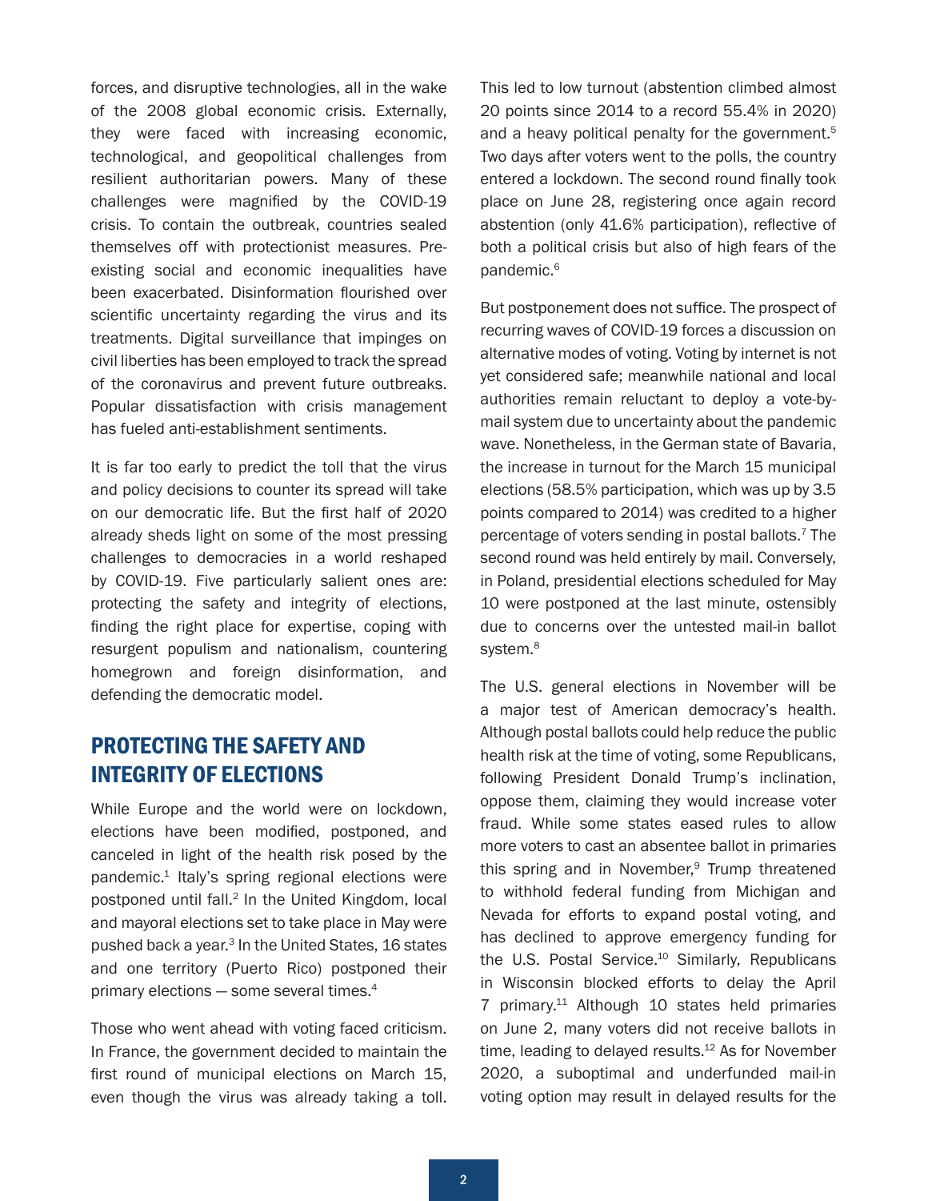forces, and disruptive technologies, all in the wake of the 2008 global economic crisis. Externally, they were faced with increasing economic, technological, and geopolitical challenges from resilient authoritarian powers. Many of these challenges were magnified by the COVID-19 crisis. To contain the outbreak, countries sealed themselves off with protectionist measures. Pre-existing social and economic inequalities have been exacerbated. Disinformation flourished over scientific uncertainty regarding the virus and its treatments. Digital surveillance that impinges on civil liberties has been employed to track the spread of the coronavirus and prevent future outbreaks. Popular dissatisfaction with crisis management has fueled anti-establishment sentiments.

It is far too early to predict the toll that the virus and policy decisions to counter its spread will take on our democratic life. But the first half of 2020 already sheds light on some of the most pressing challenges to democracies in a world reshaped by COVID-19. Five particularly salient ones are: protecting the safety and integrity of elections, finding the right place for expertise, coping with resurgent populism and nationalism, countering homegrown and foreign disinformation, and defending the democratic model.

## PROTECTING THE SAFETY AND INTEGRITY OF ELECTIONS

While Europe and the world were on lockdown, elections have been modified, postponed, and canceled in light of the health risk posed by the pandemic.[1] Italy's spring regional elections were postponed until fall.[2] In the United Kingdom, local and mayoral elections set to take place in May were pushed back a year.[3] In the United States, 16 states and one territory (Puerto Rico) postponed their primary elections — some several times.[4]

Those who went ahead with voting faced criticism. In France, the government decided to maintain the first round of municipal elections on March 15, even though the virus was already taking a toll. This led to low turnout (abstention climbed almost 20 points since 2014 to a record 55.4% in 2020) and a heavy political penalty for the government.[5] Two days after voters went to the polls, the country entered a lockdown. The second round finally took place on June 28, registering once again record abstention (only 41.6% participation), reflective of both a political crisis but also of high fears of the pandemic.[6]

But postponement does not suffice. The prospect of recurring waves of COVID-19 forces a discussion on alternative modes of voting. Voting by internet is not yet considered safe; meanwhile national and local authorities remain reluctant to deploy a vote-by-mail system due to uncertainty about the pandemic wave. Nonetheless, in the German state of Bavaria, the increase in turnout for the March 15 municipal elections (58.5% participation, which was up by 3.5 points compared to 2014) was credited to a higher percentage of voters sending in postal ballots.[7] The second round was held entirely by mail. Conversely, in Poland, presidential elections scheduled for May 10 were postponed at the last minute, ostensibly due to concerns over the untested mail-in ballot system.[8]

The U.S. general elections in November will be a major test of American democracy's health. Although postal ballots could help reduce the public health risk at the time of voting, some Republicans, following President Donald Trump's inclination, oppose them, claiming they would increase voter fraud. While some states eased rules to allow more voters to cast an absentee ballot in primaries this spring and in November,[9] Trump threatened to withhold federal funding from Michigan and Nevada for efforts to expand postal voting, and has declined to approve emergency funding for the U.S. Postal Service.[10] Similarly, Republicans in Wisconsin blocked efforts to delay the April 7 primary.[11] Although 10 states held primaries on June 2, many voters did not receive ballots in time, leading to delayed results.[12] As for November 2020, a suboptimal and underfunded mail-in voting option may result in delayed results for the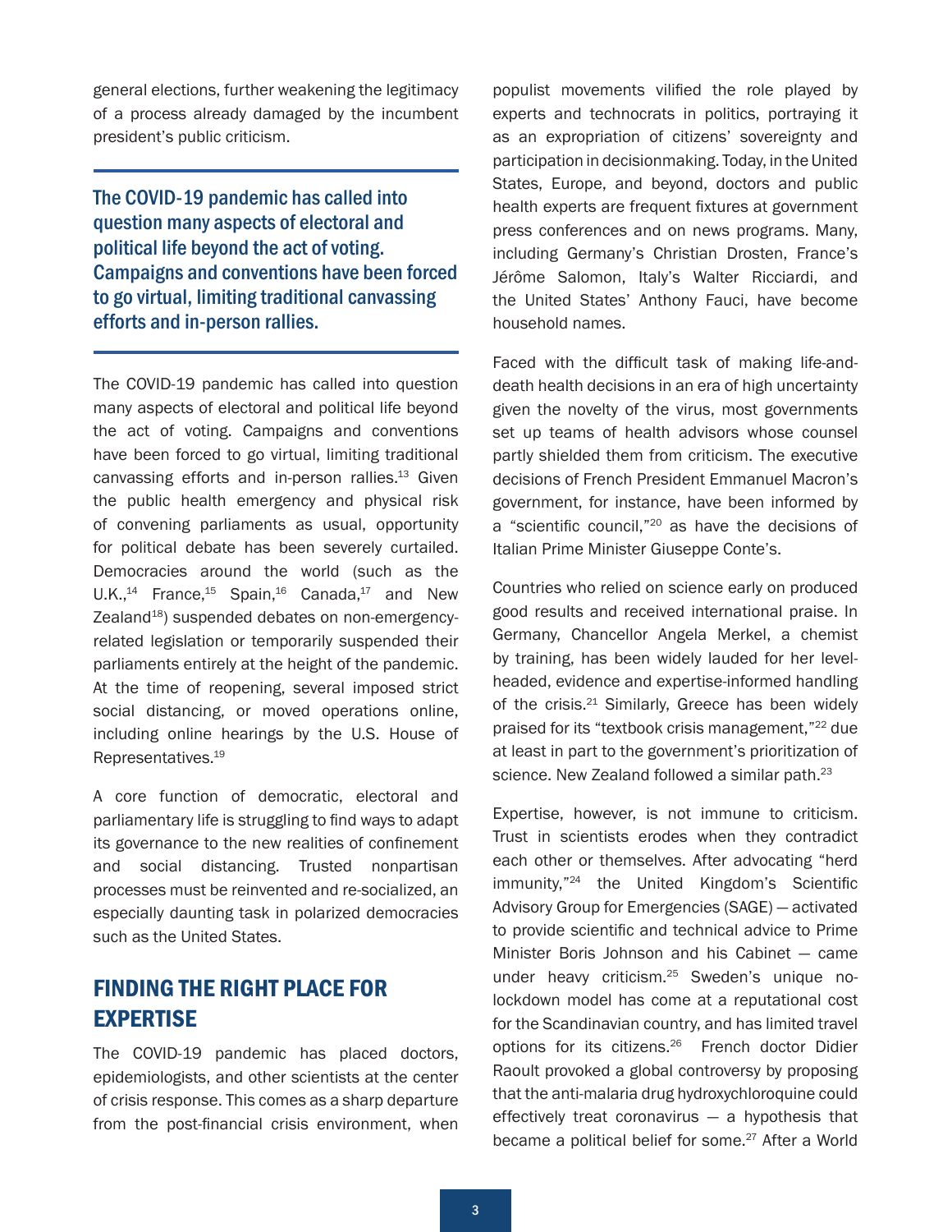general elections, further weakening the legitimacy of a process already damaged by the incumbent president's public criticism.

> **The COVID-19 pandemic has called into question many aspects of electoral and political life beyond the act of voting. Campaigns and conventions have been forced to go virtual, limiting traditional canvassing efforts and in-person rallies.**

The COVID-19 pandemic has called into question many aspects of electoral and political life beyond the act of voting. Campaigns and conventions have been forced to go virtual, limiting traditional canvassing efforts and in-person rallies.[13] Given the public health emergency and physical risk of convening parliaments as usual, opportunity for political debate has been severely curtailed. Democracies around the world (such as the U.K.,[14] France,[15] Spain,[16] Canada,[17] and New Zealand[18]) suspended debates on non-emergency-related legislation or temporarily suspended their parliaments entirely at the height of the pandemic. At the time of reopening, several imposed strict social distancing, or moved operations online, including online hearings by the U.S. House of Representatives.[19]

A core function of democratic, electoral and parliamentary life is struggling to find ways to adapt its governance to the new realities of confinement and social distancing. Trusted nonpartisan processes must be reinvented and re-socialized, an especially daunting task in polarized democracies such as the United States.

## FINDING THE RIGHT PLACE FOR EXPERTISE

The COVID-19 pandemic has placed doctors, epidemiologists, and other scientists at the center of crisis response. This comes as a sharp departure from the post-financial crisis environment, when populist movements vilified the role played by experts and technocrats in politics, portraying it as an expropriation of citizens' sovereignty and participation in decisionmaking. Today, in the United States, Europe, and beyond, doctors and public health experts are frequent fixtures at government press conferences and on news programs. Many, including Germany's Christian Drosten, France's Jérôme Salomon, Italy's Walter Ricciardi, and the United States' Anthony Fauci, have become household names.

Faced with the difficult task of making life-and-death health decisions in an era of high uncertainty given the novelty of the virus, most governments set up teams of health advisors whose counsel partly shielded them from criticism. The executive decisions of French President Emmanuel Macron's government, for instance, have been informed by a "scientific council,"[20] as have the decisions of Italian Prime Minister Giuseppe Conte's.

Countries who relied on science early on produced good results and received international praise. In Germany, Chancellor Angela Merkel, a chemist by training, has been widely lauded for her level-headed, evidence and expertise-informed handling of the crisis.[21] Similarly, Greece has been widely praised for its "textbook crisis management,"[22] due at least in part to the government's prioritization of science. New Zealand followed a similar path.[23]

Expertise, however, is not immune to criticism. Trust in scientists erodes when they contradict each other or themselves. After advocating "herd immunity,"[24] the United Kingdom's Scientific Advisory Group for Emergencies (SAGE) — activated to provide scientific and technical advice to Prime Minister Boris Johnson and his Cabinet — came under heavy criticism.[25] Sweden's unique no-lockdown model has come at a reputational cost for the Scandinavian country, and has limited travel options for its citizens.[26] French doctor Didier Raoult provoked a global controversy by proposing that the anti-malaria drug hydroxychloroquine could effectively treat coronavirus — a hypothesis that became a political belief for some.[27] After a World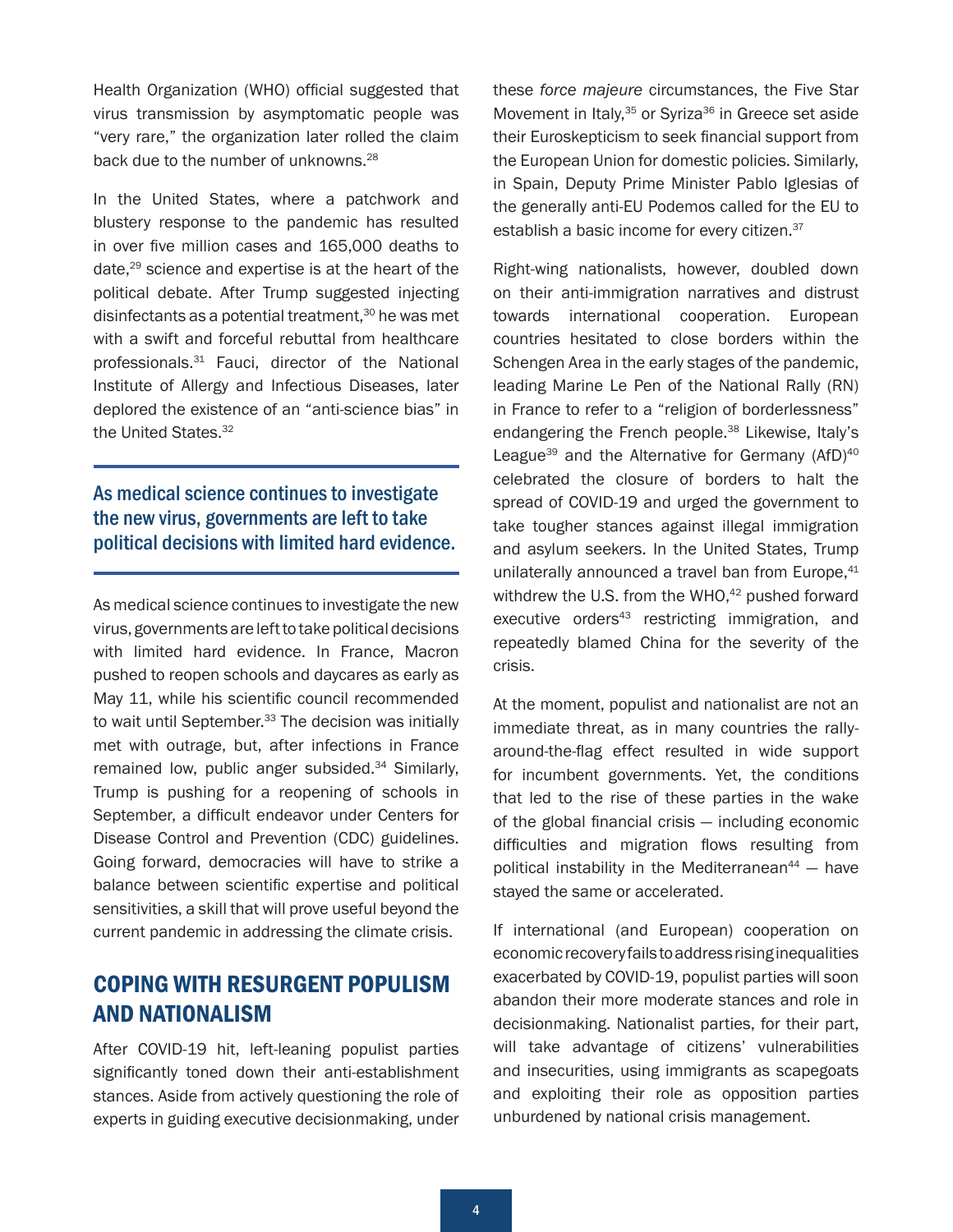Health Organization (WHO) official suggested that virus transmission by asymptomatic people was "very rare," the organization later rolled the claim back due to the number of unknowns.[28]

In the United States, where a patchwork and blustery response to the pandemic has resulted in over five million cases and 165,000 deaths to date,[29] science and expertise is at the heart of the political debate. After Trump suggested injecting disinfectants as a potential treatment,[30] he was met with a swift and forceful rebuttal from healthcare professionals.[31] Fauci, director of the National Institute of Allergy and Infectious Diseases, later deplored the existence of an "anti-science bias" in the United States.[32]

> As medical science continues to investigate the new virus, governments are left to take political decisions with limited hard evidence.

As medical science continues to investigate the new virus, governments are left to take political decisions with limited hard evidence. In France, Macron pushed to reopen schools and daycares as early as May 11, while his scientific council recommended to wait until September.[33] The decision was initially met with outrage, but, after infections in France remained low, public anger subsided.[34] Similarly, Trump is pushing for a reopening of schools in September, a difficult endeavor under Centers for Disease Control and Prevention (CDC) guidelines. Going forward, democracies will have to strike a balance between scientific expertise and political sensitivities, a skill that will prove useful beyond the current pandemic in addressing the climate crisis.

## COPING WITH RESURGENT POPULISM AND NATIONALISM

After COVID-19 hit, left-leaning populist parties significantly toned down their anti-establishment stances. Aside from actively questioning the role of experts in guiding executive decisionmaking, under these *force majeure* circumstances, the Five Star Movement in Italy,[35] or Syriza[36] in Greece set aside their Euroskepticism to seek financial support from the European Union for domestic policies. Similarly, in Spain, Deputy Prime Minister Pablo Iglesias of the generally anti-EU Podemos called for the EU to establish a basic income for every citizen.[37]

Right-wing nationalists, however, doubled down on their anti-immigration narratives and distrust towards international cooperation. European countries hesitated to close borders within the Schengen Area in the early stages of the pandemic, leading Marine Le Pen of the National Rally (RN) in France to refer to a "religion of borderlessness" endangering the French people.[38] Likewise, Italy's League[39] and the Alternative for Germany (AfD)[40] celebrated the closure of borders to halt the spread of COVID-19 and urged the government to take tougher stances against illegal immigration and asylum seekers. In the United States, Trump unilaterally announced a travel ban from Europe,[41] withdrew the U.S. from the WHO,[42] pushed forward executive orders[43] restricting immigration, and repeatedly blamed China for the severity of the crisis.

At the moment, populist and nationalist are not an immediate threat, as in many countries the rally-around-the-flag effect resulted in wide support for incumbent governments. Yet, the conditions that led to the rise of these parties in the wake of the global financial crisis — including economic difficulties and migration flows resulting from political instability in the Mediterranean[44] — have stayed the same or accelerated.

If international (and European) cooperation on economic recovery fails to address rising inequalities exacerbated by COVID-19, populist parties will soon abandon their more moderate stances and role in decisionmaking. Nationalist parties, for their part, will take advantage of citizens' vulnerabilities and insecurities, using immigrants as scapegoats and exploiting their role as opposition parties unburdened by national crisis management.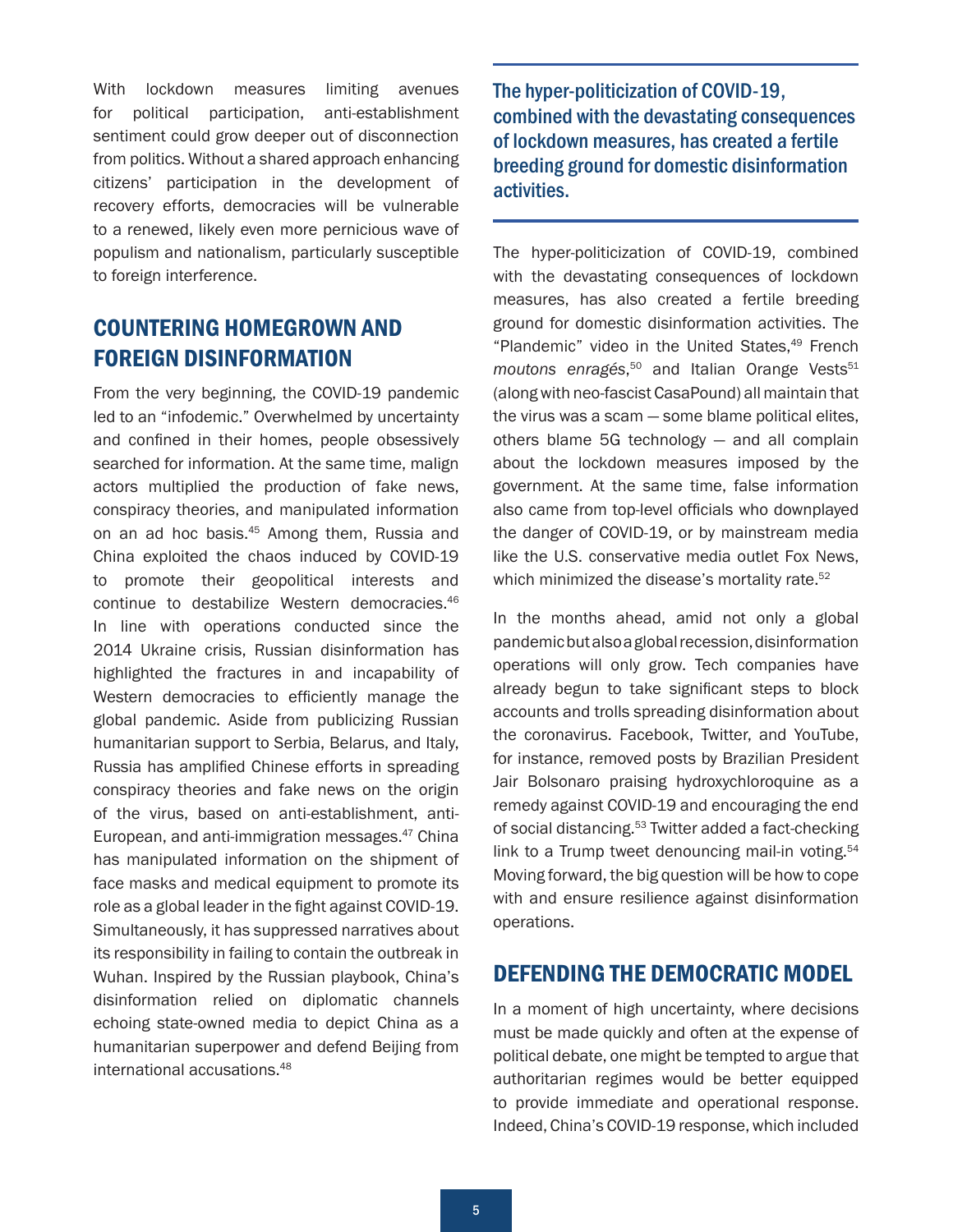With lockdown measures limiting avenues for political participation, anti-establishment sentiment could grow deeper out of disconnection from politics. Without a shared approach enhancing citizens' participation in the development of recovery efforts, democracies will be vulnerable to a renewed, likely even more pernicious wave of populism and nationalism, particularly susceptible to foreign interference.

## COUNTERING HOMEGROWN AND FOREIGN DISINFORMATION

From the very beginning, the COVID-19 pandemic led to an "infodemic." Overwhelmed by uncertainty and confined in their homes, people obsessively searched for information. At the same time, malign actors multiplied the production of fake news, conspiracy theories, and manipulated information on an ad hoc basis.[45] Among them, Russia and China exploited the chaos induced by COVID-19 to promote their geopolitical interests and continue to destabilize Western democracies.[46] In line with operations conducted since the 2014 Ukraine crisis, Russian disinformation has highlighted the fractures in and incapability of Western democracies to efficiently manage the global pandemic. Aside from publicizing Russian humanitarian support to Serbia, Belarus, and Italy, Russia has amplified Chinese efforts in spreading conspiracy theories and fake news on the origin of the virus, based on anti-establishment, anti-European, and anti-immigration messages.[47] China has manipulated information on the shipment of face masks and medical equipment to promote its role as a global leader in the fight against COVID-19. Simultaneously, it has suppressed narratives about its responsibility in failing to contain the outbreak in Wuhan. Inspired by the Russian playbook, China's disinformation relied on diplomatic channels echoing state-owned media to depict China as a humanitarian superpower and defend Beijing from international accusations.[48]

**The hyper-politicization of COVID-19, combined with the devastating consequences of lockdown measures, has created a fertile breeding ground for domestic disinformation activities.**

The hyper-politicization of COVID-19, combined with the devastating consequences of lockdown measures, has also created a fertile breeding ground for domestic disinformation activities. The "Plandemic" video in the United States,[49] French *moutons enragés*,[50] and Italian Orange Vests[51] (along with neo-fascist CasaPound) all maintain that the virus was a scam — some blame political elites, others blame 5G technology — and all complain about the lockdown measures imposed by the government. At the same time, false information also came from top-level officials who downplayed the danger of COVID-19, or by mainstream media like the U.S. conservative media outlet Fox News, which minimized the disease's mortality rate.[52]

In the months ahead, amid not only a global pandemic but also a global recession, disinformation operations will only grow. Tech companies have already begun to take significant steps to block accounts and trolls spreading disinformation about the coronavirus. Facebook, Twitter, and YouTube, for instance, removed posts by Brazilian President Jair Bolsonaro praising hydroxychloroquine as a remedy against COVID-19 and encouraging the end of social distancing.[53] Twitter added a fact-checking link to a Trump tweet denouncing mail-in voting.[54] Moving forward, the big question will be how to cope with and ensure resilience against disinformation operations.

## DEFENDING THE DEMOCRATIC MODEL

In a moment of high uncertainty, where decisions must be made quickly and often at the expense of political debate, one might be tempted to argue that authoritarian regimes would be better equipped to provide immediate and operational response. Indeed, China's COVID-19 response, which included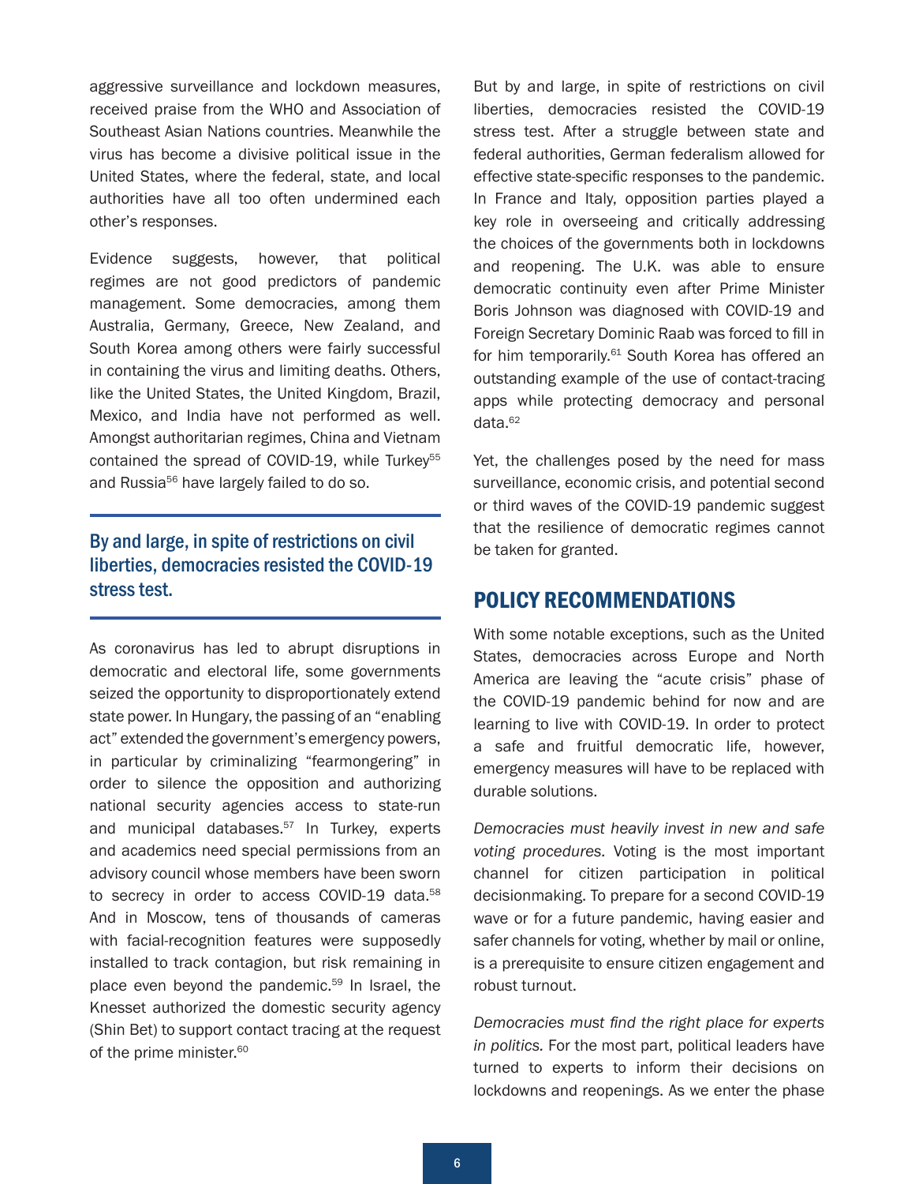aggressive surveillance and lockdown measures, received praise from the WHO and Association of Southeast Asian Nations countries. Meanwhile the virus has become a divisive political issue in the United States, where the federal, state, and local authorities have all too often undermined each other's responses.

Evidence suggests, however, that political regimes are not good predictors of pandemic management. Some democracies, among them Australia, Germany, Greece, New Zealand, and South Korea among others were fairly successful in containing the virus and limiting deaths. Others, like the United States, the United Kingdom, Brazil, Mexico, and India have not performed as well. Amongst authoritarian regimes, China and Vietnam contained the spread of COVID-19, while Turkey[55] and Russia[56] have largely failed to do so.

> **By and large, in spite of restrictions on civil liberties, democracies resisted the COVID-19 stress test.**

As coronavirus has led to abrupt disruptions in democratic and electoral life, some governments seized the opportunity to disproportionately extend state power. In Hungary, the passing of an "enabling act" extended the government's emergency powers, in particular by criminalizing "fearmongering" in order to silence the opposition and authorizing national security agencies access to state-run and municipal databases.[57] In Turkey, experts and academics need special permissions from an advisory council whose members have been sworn to secrecy in order to access COVID-19 data.[58] And in Moscow, tens of thousands of cameras with facial-recognition features were supposedly installed to track contagion, but risk remaining in place even beyond the pandemic.[59] In Israel, the Knesset authorized the domestic security agency (Shin Bet) to support contact tracing at the request of the prime minister.[60]

But by and large, in spite of restrictions on civil liberties, democracies resisted the COVID-19 stress test. After a struggle between state and federal authorities, German federalism allowed for effective state-specific responses to the pandemic. In France and Italy, opposition parties played a key role in overseeing and critically addressing the choices of the governments both in lockdowns and reopening. The U.K. was able to ensure democratic continuity even after Prime Minister Boris Johnson was diagnosed with COVID-19 and Foreign Secretary Dominic Raab was forced to fill in for him temporarily.[61] South Korea has offered an outstanding example of the use of contact-tracing apps while protecting democracy and personal data.[62]

Yet, the challenges posed by the need for mass surveillance, economic crisis, and potential second or third waves of the COVID-19 pandemic suggest that the resilience of democratic regimes cannot be taken for granted.

## POLICY RECOMMENDATIONS

With some notable exceptions, such as the United States, democracies across Europe and North America are leaving the "acute crisis" phase of the COVID-19 pandemic behind for now and are learning to live with COVID-19. In order to protect a safe and fruitful democratic life, however, emergency measures will have to be replaced with durable solutions.

*Democracies must heavily invest in new and safe voting procedures.* Voting is the most important channel for citizen participation in political decisionmaking. To prepare for a second COVID-19 wave or for a future pandemic, having easier and safer channels for voting, whether by mail or online, is a prerequisite to ensure citizen engagement and robust turnout.

*Democracies must find the right place for experts in politics.* For the most part, political leaders have turned to experts to inform their decisions on lockdowns and reopenings. As we enter the phase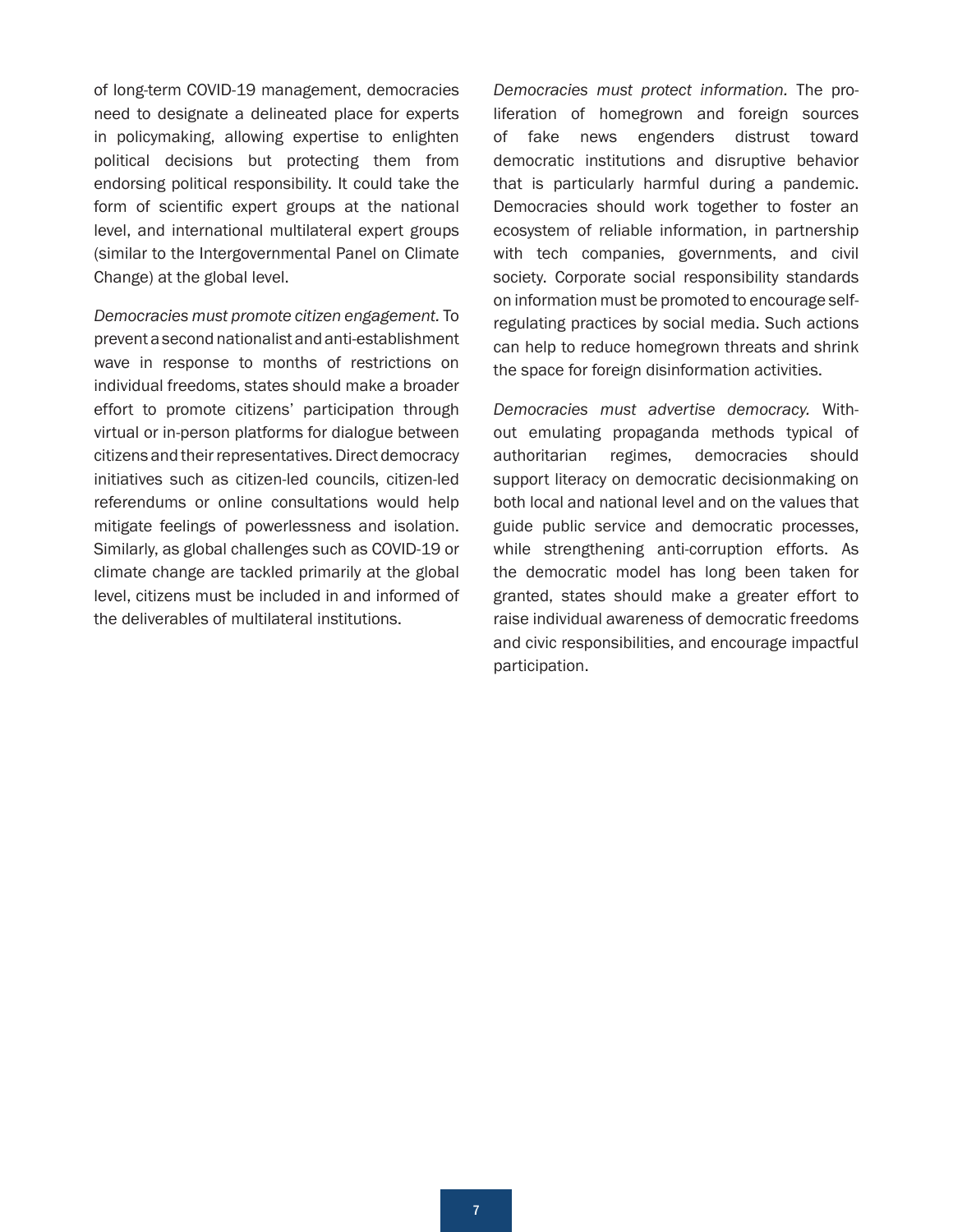of long-term COVID-19 management, democracies need to designate a delineated place for experts in policymaking, allowing expertise to enlighten political decisions but protecting them from endorsing political responsibility. It could take the form of scientific expert groups at the national level, and international multilateral expert groups (similar to the Intergovernmental Panel on Climate Change) at the global level.

*Democracies must promote citizen engagement.* To prevent a second nationalist and anti-establishment wave in response to months of restrictions on individual freedoms, states should make a broader effort to promote citizens' participation through virtual or in-person platforms for dialogue between citizens and their representatives. Direct democracy initiatives such as citizen-led councils, citizen-led referendums or online consultations would help mitigate feelings of powerlessness and isolation. Similarly, as global challenges such as COVID-19 or climate change are tackled primarily at the global level, citizens must be included in and informed of the deliverables of multilateral institutions.

*Democracies must protect information.* The proliferation of homegrown and foreign sources of fake news engenders distrust toward democratic institutions and disruptive behavior that is particularly harmful during a pandemic. Democracies should work together to foster an ecosystem of reliable information, in partnership with tech companies, governments, and civil society. Corporate social responsibility standards on information must be promoted to encourage self-regulating practices by social media. Such actions can help to reduce homegrown threats and shrink the space for foreign disinformation activities.

*Democracies must advertise democracy.* Without emulating propaganda methods typical of authoritarian regimes, democracies should support literacy on democratic decisionmaking on both local and national level and on the values that guide public service and democratic processes, while strengthening anti-corruption efforts. As the democratic model has long been taken for granted, states should make a greater effort to raise individual awareness of democratic freedoms and civic responsibilities, and encourage impactful participation.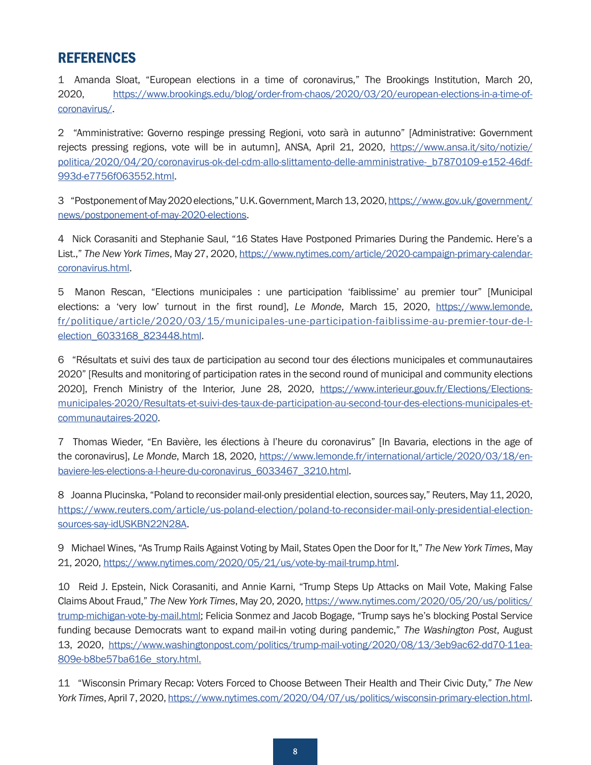## REFERENCES

1 Amanda Sloat, "European elections in a time of coronavirus," The Brookings Institution, March 20, 2020, https://www.brookings.edu/blog/order-from-chaos/2020/03/20/european-elections-in-a-time-of-coronavirus/.

2 "Amministrative: Governo respinge pressing Regioni, voto sarà in autunno" [Administrative: Government rejects pressing regions, vote will be in autumn], ANSA, April 21, 2020, https://www.ansa.it/sito/notizie/politica/2020/04/20/coronavirus-ok-del-cdm-allo-slittamento-delle-amministrative-_b7870109-e152-46df-993d-e7756f063552.html.

3 "Postponement of May 2020 elections," U.K. Government, March 13, 2020, https://www.gov.uk/government/news/postponement-of-may-2020-elections.

4 Nick Corasaniti and Stephanie Saul, "16 States Have Postponed Primaries During the Pandemic. Here's a List.," *The New York Times*, May 27, 2020, https://www.nytimes.com/article/2020-campaign-primary-calendar-coronavirus.html.

5 Manon Rescan, "Elections municipales : une participation 'faiblissime' au premier tour" [Municipal elections: a 'very low' turnout in the first round], *Le Monde*, March 15, 2020, https://www.lemonde.fr/politique/article/2020/03/15/municipales-une-participation-faiblissime-au-premier-tour-de-l-election_6033168_823448.html.

6 "Résultats et suivi des taux de participation au second tour des élections municipales et communautaires 2020" [Results and monitoring of participation rates in the second round of municipal and community elections 2020], French Ministry of the Interior, June 28, 2020, https://www.interieur.gouv.fr/Elections/Elections-municipales-2020/Resultats-et-suivi-des-taux-de-participation-au-second-tour-des-elections-municipales-et-communautaires-2020.

7 Thomas Wieder, "En Bavière, les élections à l'heure du coronavirus" [In Bavaria, elections in the age of the coronavirus], *Le Monde*, March 18, 2020, https://www.lemonde.fr/international/article/2020/03/18/en-baviere-les-elections-a-l-heure-du-coronavirus_6033467_3210.html.

8 Joanna Plucinska, "Poland to reconsider mail-only presidential election, sources say," Reuters, May 11, 2020, https://www.reuters.com/article/us-poland-election/poland-to-reconsider-mail-only-presidential-election-sources-say-idUSKBN22N28A.

9 Michael Wines, "As Trump Rails Against Voting by Mail, States Open the Door for It," *The New York Times*, May 21, 2020, https://www.nytimes.com/2020/05/21/us/vote-by-mail-trump.html.

10 Reid J. Epstein, Nick Corasaniti, and Annie Karni, "Trump Steps Up Attacks on Mail Vote, Making False Claims About Fraud," *The New York Times*, May 20, 2020, https://www.nytimes.com/2020/05/20/us/politics/trump-michigan-vote-by-mail.html; Felicia Sonmez and Jacob Bogage, "Trump says he's blocking Postal Service funding because Democrats want to expand mail-in voting during pandemic," *The Washington Post*, August 13, 2020, https://www.washingtonpost.com/politics/trump-mail-voting/2020/08/13/3eb9ac62-dd70-11ea-809e-b8be57ba616e_story.html.

11 "Wisconsin Primary Recap: Voters Forced to Choose Between Their Health and Their Civic Duty," *The New York Times*, April 7, 2020, https://www.nytimes.com/2020/04/07/us/politics/wisconsin-primary-election.html.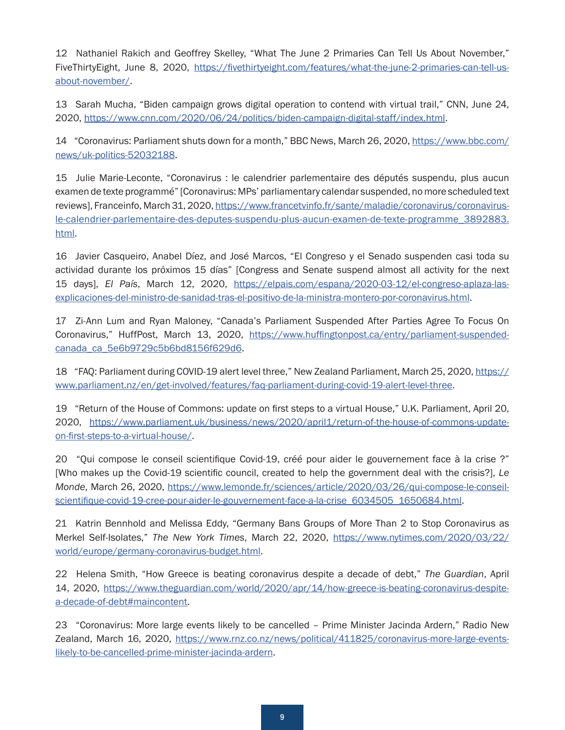12 Nathaniel Rakich and Geoffrey Skelley, "What The June 2 Primaries Can Tell Us About November," FiveThirtyEight, June 8, 2020, https://fivethirtyeight.com/features/what-the-june-2-primaries-can-tell-us-about-november/.

13 Sarah Mucha, "Biden campaign grows digital operation to contend with virtual trail," CNN, June 24, 2020, https://www.cnn.com/2020/06/24/politics/biden-campaign-digital-staff/index.html.

14 "Coronavirus: Parliament shuts down for a month," BBC News, March 26, 2020, https://www.bbc.com/news/uk-politics-52032188.

15 Julie Marie-Leconte, "Coronavirus : le calendrier parlementaire des députés suspendu, plus aucun examen de texte programmé" [Coronavirus: MPs' parliamentary calendar suspended, no more scheduled text reviews], Franceinfo, March 31, 2020, https://www.francetvinfo.fr/sante/maladie/coronavirus/coronavirus-le-calendrier-parlementaire-des-deputes-suspendu-plus-aucun-examen-de-texte-programme_3892883.html.

16 Javier Casqueiro, Anabel Díez, and José Marcos, "El Congreso y el Senado suspenden casi toda su actividad durante los próximos 15 días" [Congress and Senate suspend almost all activity for the next 15 days], *El País*, March 12, 2020, https://elpais.com/espana/2020-03-12/el-congreso-aplaza-las-explicaciones-del-ministro-de-sanidad-tras-el-positivo-de-la-ministra-montero-por-coronavirus.html.

17 Zi-Ann Lum and Ryan Maloney, "Canada's Parliament Suspended After Parties Agree To Focus On Coronavirus," HuffPost, March 13, 2020, https://www.huffingtonpost.ca/entry/parliament-suspended-canada_ca_5e6b9729c5b6bd8156f629d6.

18 "FAQ: Parliament during COVID-19 alert level three," New Zealand Parliament, March 25, 2020, https://www.parliament.nz/en/get-involved/features/faq-parliament-during-covid-19-alert-level-three.

19 "Return of the House of Commons: update on first steps to a virtual House," U.K. Parliament, April 20, 2020, https://www.parliament.uk/business/news/2020/april1/return-of-the-house-of-commons-update-on-first-steps-to-a-virtual-house/.

20 "Qui compose le conseil scientifique Covid-19, créé pour aider le gouvernement face à la crise ?" [Who makes up the Covid-19 scientific council, created to help the government deal with the crisis?], *Le Monde*, March 26, 2020, https://www.lemonde.fr/sciences/article/2020/03/26/qui-compose-le-conseil-scientifique-covid-19-cree-pour-aider-le-gouvernement-face-a-la-crise_6034505_1650684.html.

21 Katrin Bennhold and Melissa Eddy, "Germany Bans Groups of More Than 2 to Stop Coronavirus as Merkel Self-Isolates," *The New York Times*, March 22, 2020, https://www.nytimes.com/2020/03/22/world/europe/germany-coronavirus-budget.html.

22 Helena Smith, "How Greece is beating coronavirus despite a decade of debt," *The Guardian*, April 14, 2020, https://www.theguardian.com/world/2020/apr/14/how-greece-is-beating-coronavirus-despite-a-decade-of-debt#maincontent.

23 "Coronavirus: More large events likely to be cancelled – Prime Minister Jacinda Ardern," Radio New Zealand, March 16, 2020, https://www.rnz.co.nz/news/political/411825/coronavirus-more-large-events-likely-to-be-cancelled-prime-minister-jacinda-ardern.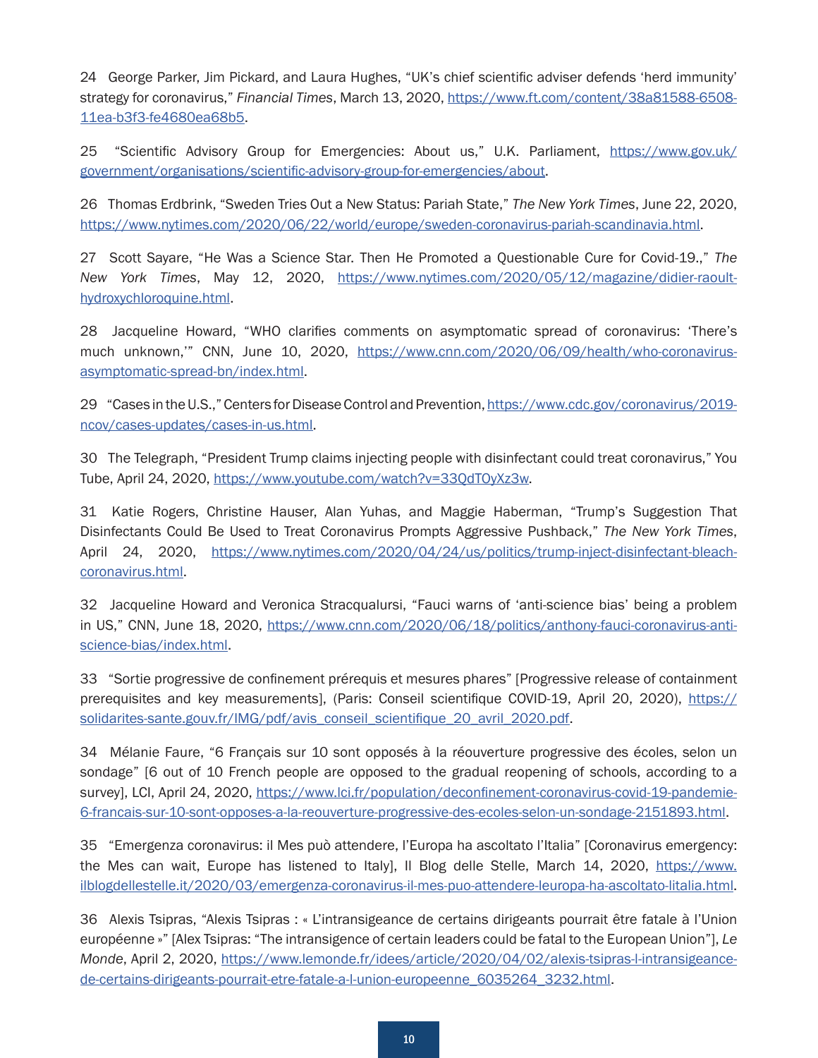24 George Parker, Jim Pickard, and Laura Hughes, "UK's chief scientific adviser defends 'herd immunity' strategy for coronavirus," *Financial Times*, March 13, 2020, https://www.ft.com/content/38a81588-6508-11ea-b3f3-fe4680ea68b5.

25 "Scientific Advisory Group for Emergencies: About us," U.K. Parliament, https://www.gov.uk/government/organisations/scientific-advisory-group-for-emergencies/about.

26 Thomas Erdbrink, "Sweden Tries Out a New Status: Pariah State," *The New York Times*, June 22, 2020, https://www.nytimes.com/2020/06/22/world/europe/sweden-coronavirus-pariah-scandinavia.html.

27 Scott Sayare, "He Was a Science Star. Then He Promoted a Questionable Cure for Covid-19.," *The New York Times*, May 12, 2020, https://www.nytimes.com/2020/05/12/magazine/didier-raoult-hydroxychloroquine.html.

28 Jacqueline Howard, "WHO clarifies comments on asymptomatic spread of coronavirus: 'There's much unknown,'" CNN, June 10, 2020, https://www.cnn.com/2020/06/09/health/who-coronavirus-asymptomatic-spread-bn/index.html.

29 "Cases in the U.S.," Centers for Disease Control and Prevention, https://www.cdc.gov/coronavirus/2019-ncov/cases-updates/cases-in-us.html.

30 The Telegraph, "President Trump claims injecting people with disinfectant could treat coronavirus," You Tube, April 24, 2020, https://www.youtube.com/watch?v=33QdTOyXz3w.

31 Katie Rogers, Christine Hauser, Alan Yuhas, and Maggie Haberman, "Trump's Suggestion That Disinfectants Could Be Used to Treat Coronavirus Prompts Aggressive Pushback," *The New York Times*, April 24, 2020, https://www.nytimes.com/2020/04/24/us/politics/trump-inject-disinfectant-bleach-coronavirus.html.

32 Jacqueline Howard and Veronica Stracqualursi, "Fauci warns of 'anti-science bias' being a problem in US," CNN, June 18, 2020, https://www.cnn.com/2020/06/18/politics/anthony-fauci-coronavirus-anti-science-bias/index.html.

33 "Sortie progressive de confinement prérequis et mesures phares" [Progressive release of containment prerequisites and key measurements], (Paris: Conseil scientifique COVID-19, April 20, 2020), https://solidarites-sante.gouv.fr/IMG/pdf/avis_conseil_scientifique_20_avril_2020.pdf.

34 Mélanie Faure, "6 Français sur 10 sont opposés à la réouverture progressive des écoles, selon un sondage" [6 out of 10 French people are opposed to the gradual reopening of schools, according to a survey], LCI, April 24, 2020, https://www.lci.fr/population/deconfinement-coronavirus-covid-19-pandemie-6-francais-sur-10-sont-opposes-a-la-reouverture-progressive-des-ecoles-selon-un-sondage-2151893.html.

35 "Emergenza coronavirus: il Mes può attendere, l'Europa ha ascoltato l'Italia" [Coronavirus emergency: the Mes can wait, Europe has listened to Italy], Il Blog delle Stelle, March 14, 2020, https://www.ilblogdellestelle.it/2020/03/emergenza-coronavirus-il-mes-puo-attendere-leuropa-ha-ascoltato-litalia.html.

36 Alexis Tsipras, "Alexis Tsipras : « L'intransigeance de certains dirigeants pourrait être fatale à l'Union européenne »" [Alex Tsipras: "The intransigence of certain leaders could be fatal to the European Union"], *Le Monde*, April 2, 2020, https://www.lemonde.fr/idees/article/2020/04/02/alexis-tsipras-l-intransigeance-de-certains-dirigeants-pourrait-etre-fatale-a-l-union-europeenne_6035264_3232.html.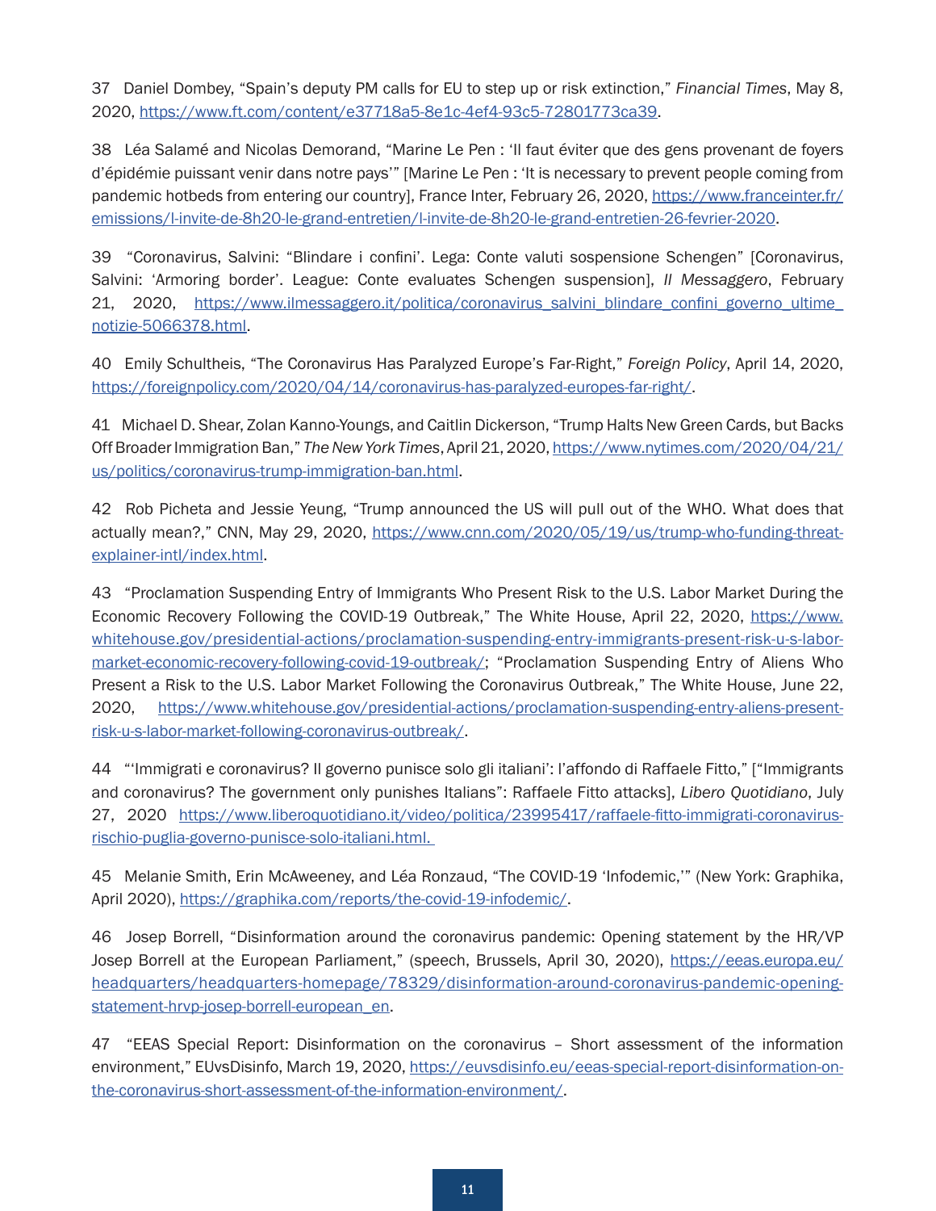37 Daniel Dombey, "Spain's deputy PM calls for EU to step up or risk extinction," *Financial Times*, May 8, 2020, https://www.ft.com/content/e37718a5-8e1c-4ef4-93c5-72801773ca39.

38 Léa Salamé and Nicolas Demorand, "Marine Le Pen : 'Il faut éviter que des gens provenant de foyers d'épidémie puissant venir dans notre pays'" [Marine Le Pen : 'It is necessary to prevent people coming from pandemic hotbeds from entering our country], France Inter, February 26, 2020, https://www.franceinter.fr/emissions/l-invite-de-8h20-le-grand-entretien/l-invite-de-8h20-le-grand-entretien-26-fevrier-2020.

39 "Coronavirus, Salvini: "Blindare i confini'. Lega: Conte valuti sospensione Schengen" [Coronavirus, Salvini: 'Armoring border'. League: Conte evaluates Schengen suspension], *Il Messaggero*, February 21, 2020, https://www.ilmessaggero.it/politica/coronavirus_salvini_blindare_confini_governo_ultime_notizie-5066378.html.

40 Emily Schultheis, "The Coronavirus Has Paralyzed Europe's Far-Right," *Foreign Policy*, April 14, 2020, https://foreignpolicy.com/2020/04/14/coronavirus-has-paralyzed-europes-far-right/.

41 Michael D. Shear, Zolan Kanno-Youngs, and Caitlin Dickerson, "Trump Halts New Green Cards, but Backs Off Broader Immigration Ban," *The New York Times*, April 21, 2020, https://www.nytimes.com/2020/04/21/us/politics/coronavirus-trump-immigration-ban.html.

42 Rob Picheta and Jessie Yeung, "Trump announced the US will pull out of the WHO. What does that actually mean?," CNN, May 29, 2020, https://www.cnn.com/2020/05/19/us/trump-who-funding-threat-explainer-intl/index.html.

43 "Proclamation Suspending Entry of Immigrants Who Present Risk to the U.S. Labor Market During the Economic Recovery Following the COVID-19 Outbreak," The White House, April 22, 2020, https://www.whitehouse.gov/presidential-actions/proclamation-suspending-entry-immigrants-present-risk-u-s-labor-market-economic-recovery-following-covid-19-outbreak/; "Proclamation Suspending Entry of Aliens Who Present a Risk to the U.S. Labor Market Following the Coronavirus Outbreak," The White House, June 22, 2020, https://www.whitehouse.gov/presidential-actions/proclamation-suspending-entry-aliens-present-risk-u-s-labor-market-following-coronavirus-outbreak/.

44 "'Immigrati e coronavirus? Il governo punisce solo gli italiani': l'affondo di Raffaele Fitto," ["Immigrants and coronavirus? The government only punishes Italians": Raffaele Fitto attacks], *Libero Quotidiano*, July 27, 2020 https://www.liberoquotidiano.it/video/politica/23995417/raffaele-fitto-immigrati-coronavirus-rischio-puglia-governo-punisce-solo-italiani.html.

45 Melanie Smith, Erin McAweeney, and Léa Ronzaud, "The COVID-19 'Infodemic,'" (New York: Graphika, April 2020), https://graphika.com/reports/the-covid-19-infodemic/.

46 Josep Borrell, "Disinformation around the coronavirus pandemic: Opening statement by the HR/VP Josep Borrell at the European Parliament," (speech, Brussels, April 30, 2020), https://eeas.europa.eu/headquarters/headquarters-homepage/78329/disinformation-around-coronavirus-pandemic-opening-statement-hrvp-josep-borrell-european_en.

47 "EEAS Special Report: Disinformation on the coronavirus – Short assessment of the information environment," EUvsDisinfo, March 19, 2020, https://euvsdisinfo.eu/eeas-special-report-disinformation-on-the-coronavirus-short-assessment-of-the-information-environment/.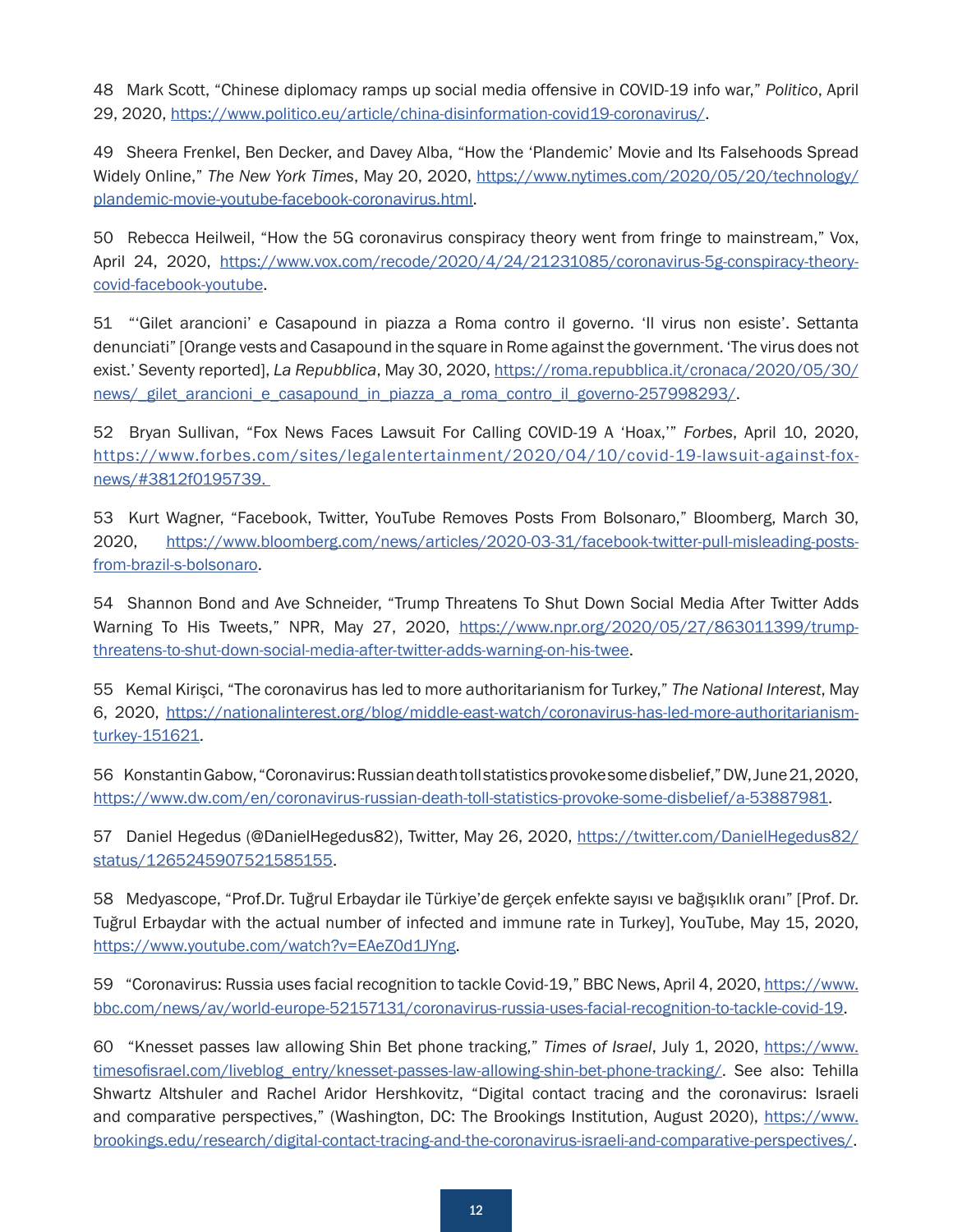48 Mark Scott, “Chinese diplomacy ramps up social media offensive in COVID-19 info war,” *Politico*, April 29, 2020, https://www.politico.eu/article/china-disinformation-covid19-coronavirus/.

49 Sheera Frenkel, Ben Decker, and Davey Alba, “How the ‘Plandemic’ Movie and Its Falsehoods Spread Widely Online,” *The New York Times*, May 20, 2020, https://www.nytimes.com/2020/05/20/technology/plandemic-movie-youtube-facebook-coronavirus.html.

50 Rebecca Heilweil, “How the 5G coronavirus conspiracy theory went from fringe to mainstream,” Vox, April 24, 2020, https://www.vox.com/recode/2020/4/24/21231085/coronavirus-5g-conspiracy-theory-covid-facebook-youtube.

51 “‘Gilet arancioni’ e Casapound in piazza a Roma contro il governo. ‘Il virus non esiste’. Settanta denunciati” [Orange vests and Casapound in the square in Rome against the government. ‘The virus does not exist.’ Seventy reported], *La Repubblica*, May 30, 2020, https://roma.repubblica.it/cronaca/2020/05/30/news/_gilet_arancioni_e_casapound_in_piazza_a_roma_contro_il_governo-257998293/.

52 Bryan Sullivan, “Fox News Faces Lawsuit For Calling COVID-19 A ‘Hoax,’” *Forbes*, April 10, 2020, https://www.forbes.com/sites/legalentertainment/2020/04/10/covid-19-lawsuit-against-fox-news/#3812f0195739.

53 Kurt Wagner, “Facebook, Twitter, YouTube Removes Posts From Bolsonaro,” Bloomberg, March 30, 2020, https://www.bloomberg.com/news/articles/2020-03-31/facebook-twitter-pull-misleading-posts-from-brazil-s-bolsonaro.

54 Shannon Bond and Ave Schneider, “Trump Threatens To Shut Down Social Media After Twitter Adds Warning To His Tweets,” NPR, May 27, 2020, https://www.npr.org/2020/05/27/863011399/trump-threatens-to-shut-down-social-media-after-twitter-adds-warning-on-his-twee.

55 Kemal Kirişci, “The coronavirus has led to more authoritarianism for Turkey,” *The National Interest*, May 6, 2020, https://nationalinterest.org/blog/middle-east-watch/coronavirus-has-led-more-authoritarianism-turkey-151621.

56 Konstantin Gabow, “Coronavirus: Russian death toll statistics provoke some disbelief,” DW, June 21, 2020, https://www.dw.com/en/coronavirus-russian-death-toll-statistics-provoke-some-disbelief/a-53887981.

57 Daniel Hegedus (@DanielHegedus82), Twitter, May 26, 2020, https://twitter.com/DanielHegedus82/status/1265245907521585155.

58 Medyascope, “Prof.Dr. Tuğrul Erbaydar ile Türkiye’de gerçek enfekte sayısı ve bağışıklık oranı” [Prof. Dr. Tuğrul Erbaydar with the actual number of infected and immune rate in Turkey], YouTube, May 15, 2020, https://www.youtube.com/watch?v=EAeZ0d1JYng.

59 “Coronavirus: Russia uses facial recognition to tackle Covid-19,” BBC News, April 4, 2020, https://www.bbc.com/news/av/world-europe-52157131/coronavirus-russia-uses-facial-recognition-to-tackle-covid-19.

60 “Knesset passes law allowing Shin Bet phone tracking,” *Times of Israel*, July 1, 2020, https://www.timesofisrael.com/liveblog_entry/knesset-passes-law-allowing-shin-bet-phone-tracking/. See also: Tehilla Shwartz Altshuler and Rachel Aridor Hershkovitz, “Digital contact tracing and the coronavirus: Israeli and comparative perspectives,” (Washington, DC: The Brookings Institution, August 2020), https://www.brookings.edu/research/digital-contact-tracing-and-the-coronavirus-israeli-and-comparative-perspectives/.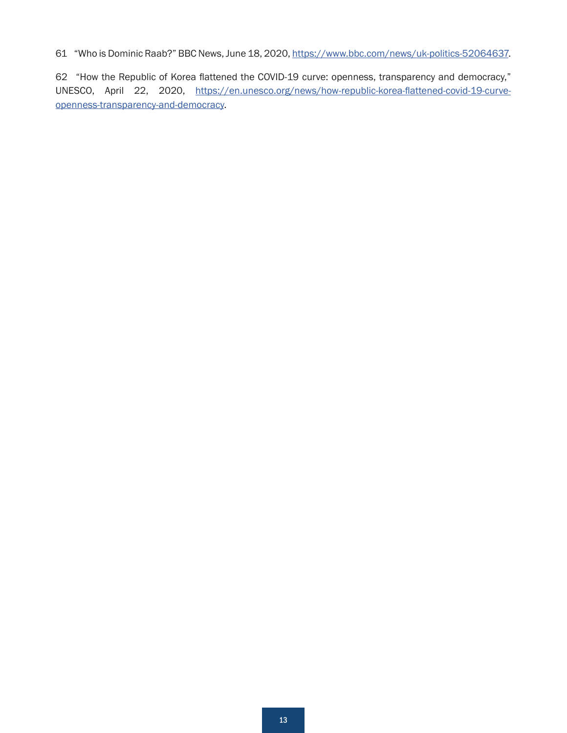61 "Who is Dominic Raab?" BBC News, June 18, 2020, https://www.bbc.com/news/uk-politics-52064637.

62 "How the Republic of Korea flattened the COVID-19 curve: openness, transparency and democracy," UNESCO, April 22, 2020, https://en.unesco.org/news/how-republic-korea-flattened-covid-19-curve-openness-transparency-and-democracy.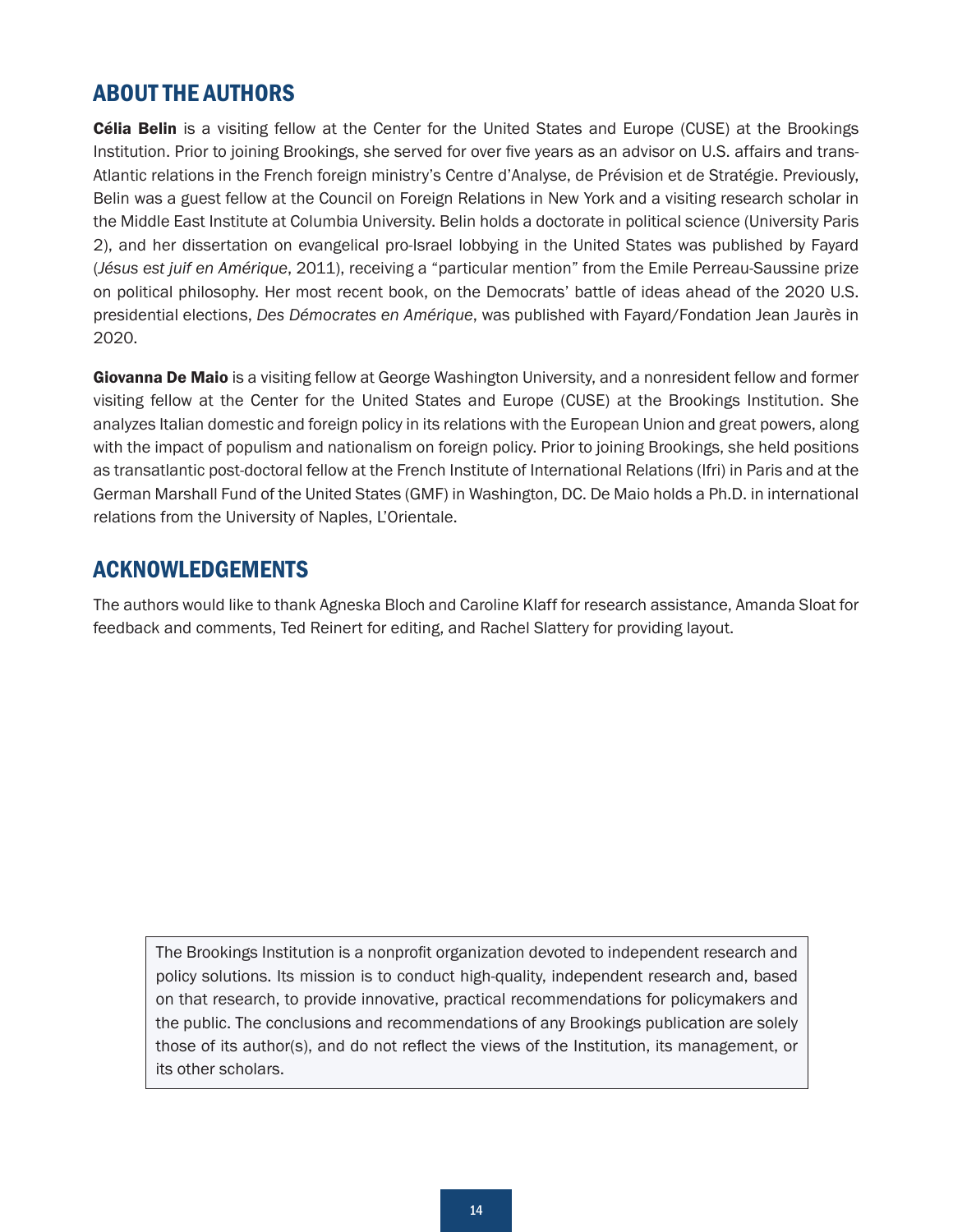## ABOUT THE AUTHORS

**Célia Belin** is a visiting fellow at the Center for the United States and Europe (CUSE) at the Brookings Institution. Prior to joining Brookings, she served for over five years as an advisor on U.S. affairs and trans-Atlantic relations in the French foreign ministry's Centre d'Analyse, de Prévision et de Stratégie. Previously, Belin was a guest fellow at the Council on Foreign Relations in New York and a visiting research scholar in the Middle East Institute at Columbia University. Belin holds a doctorate in political science (University Paris 2), and her dissertation on evangelical pro-Israel lobbying in the United States was published by Fayard (*Jésus est juif en Amérique*, 2011), receiving a "particular mention" from the Emile Perreau-Saussine prize on political philosophy. Her most recent book, on the Democrats' battle of ideas ahead of the 2020 U.S. presidential elections, *Des Démocrates en Amérique*, was published with Fayard/Fondation Jean Jaurès in 2020.

**Giovanna De Maio** is a visiting fellow at George Washington University, and a nonresident fellow and former visiting fellow at the Center for the United States and Europe (CUSE) at the Brookings Institution. She analyzes Italian domestic and foreign policy in its relations with the European Union and great powers, along with the impact of populism and nationalism on foreign policy. Prior to joining Brookings, she held positions as transatlantic post-doctoral fellow at the French Institute of International Relations (Ifri) in Paris and at the German Marshall Fund of the United States (GMF) in Washington, DC. De Maio holds a Ph.D. in international relations from the University of Naples, L'Orientale.

## ACKNOWLEDGEMENTS

The authors would like to thank Agneska Bloch and Caroline Klaff for research assistance, Amanda Sloat for feedback and comments, Ted Reinert for editing, and Rachel Slattery for providing layout.

The Brookings Institution is a nonprofit organization devoted to independent research and policy solutions. Its mission is to conduct high-quality, independent research and, based on that research, to provide innovative, practical recommendations for policymakers and the public. The conclusions and recommendations of any Brookings publication are solely those of its author(s), and do not reflect the views of the Institution, its management, or its other scholars.